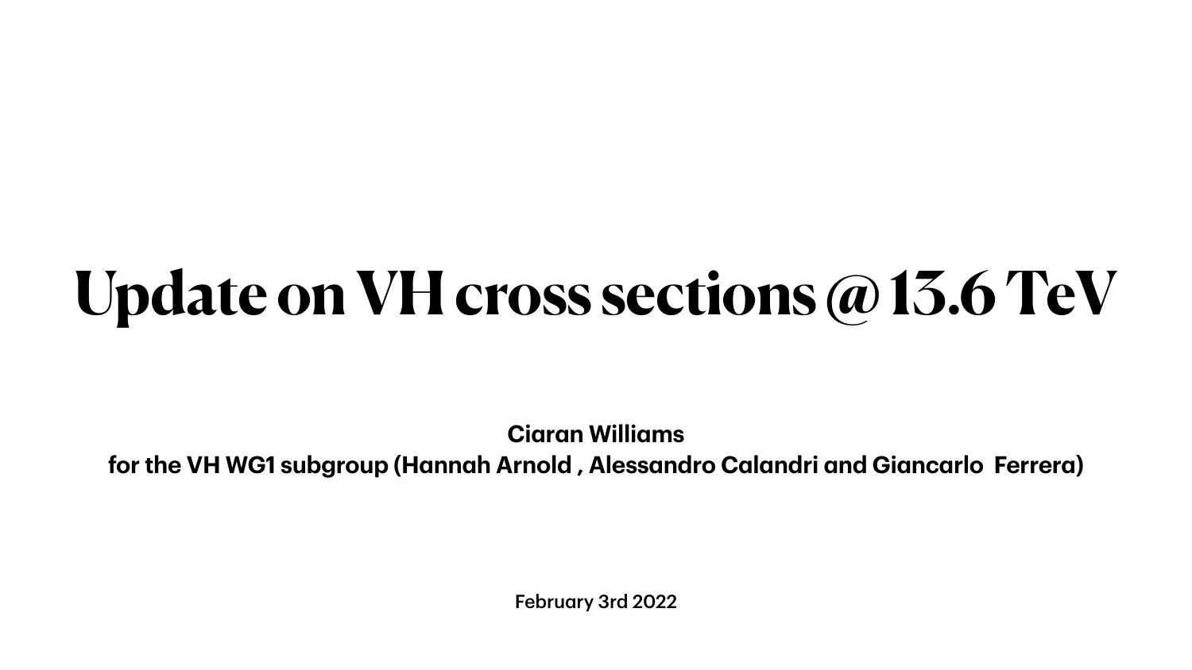# Update on VH cross sections @ 13.6 TeV

**Ciaran Williams**

**for the VH WG1 subgroup (Hannah Arnold , Alessandro Calandri and Giancarlo  Ferrera)**

February 3rd 2022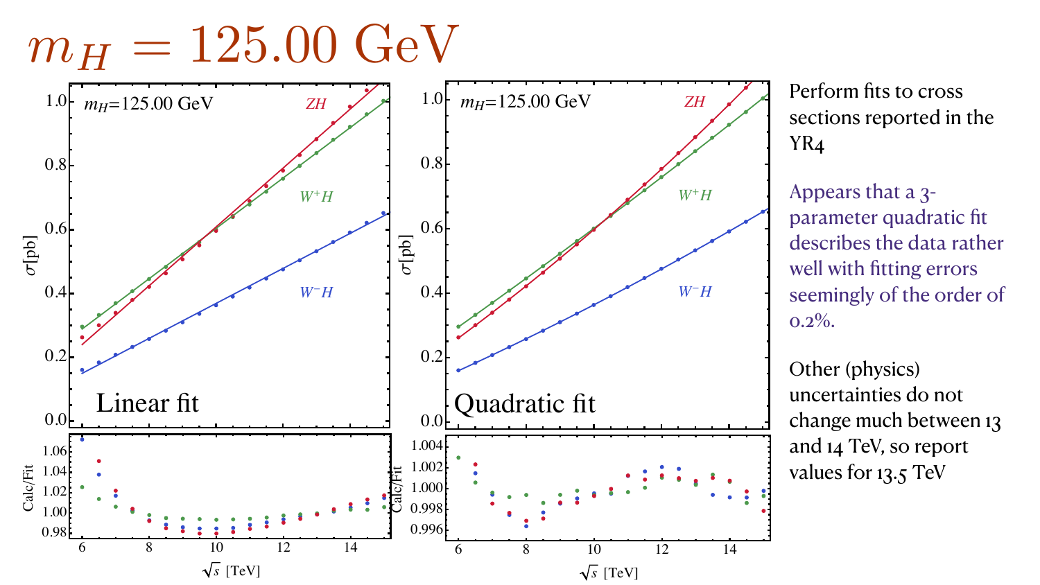# $m_H = 125.00$ GeV

Perform fits to cross sections reported in the YR4

Appears that a 3-parameter quadratic fit describes the data rather well with fitting errors seemingly of the order of 0.2%.

Other (physics) uncertainties do not change much between 13 and 14 TeV, so report values for 13.5 TeV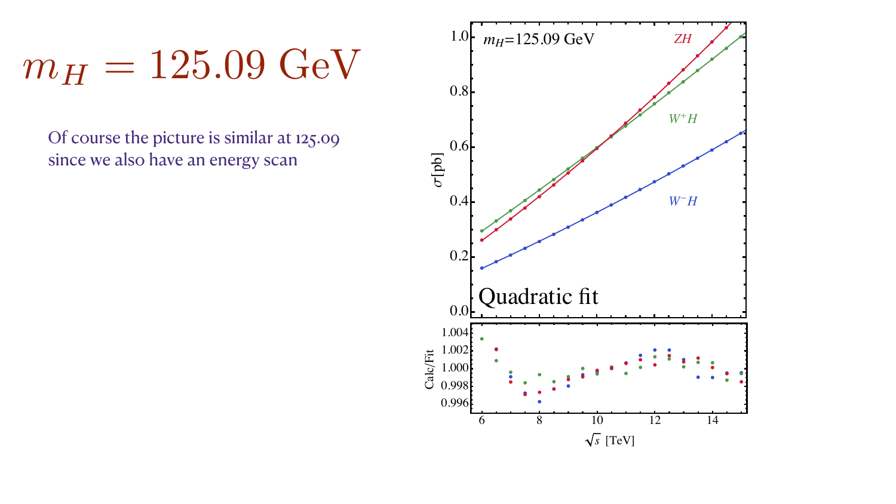# $m_H = 125.09$ GeV

Of course the picture is similar at 125.09 since we also have an energy scan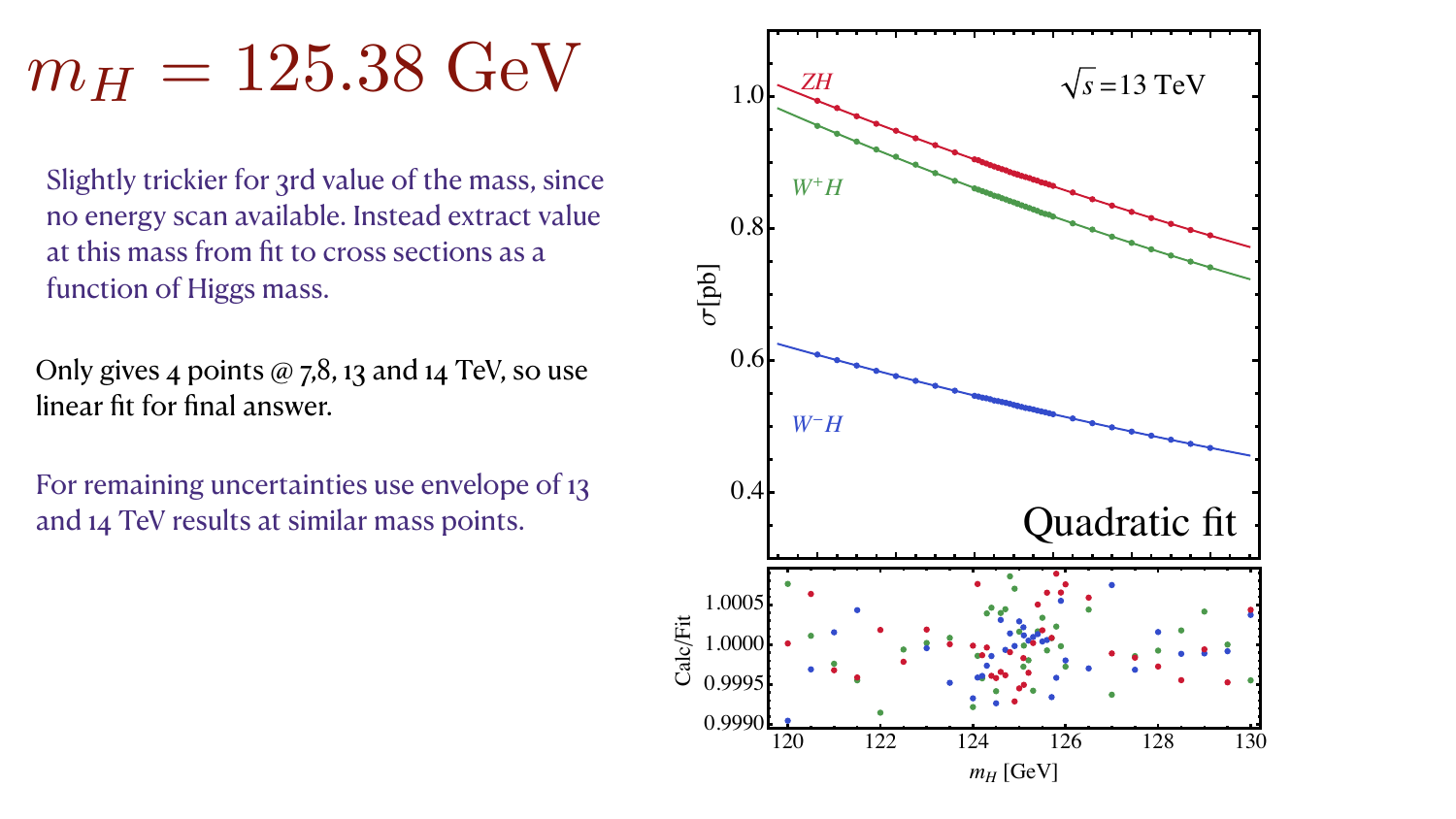# $m_H = 125.38$ GeV

Slightly trickier for 3rd value of the mass, since no energy scan available. Instead extract value at this mass from fit to cross sections as a function of Higgs mass.

Only gives 4 points @ 7,8, 13 and 14 TeV, so use linear fit for final answer.

For remaining uncertainties use envelope of 13 and 14 TeV results at similar mass points.

$\sqrt{s} = 13$ TeV

$ZH$

$W^+H$

$W^-H$

$\sigma$[pb]

Quadratic fit

Calc/Fit

$m_H$ [GeV]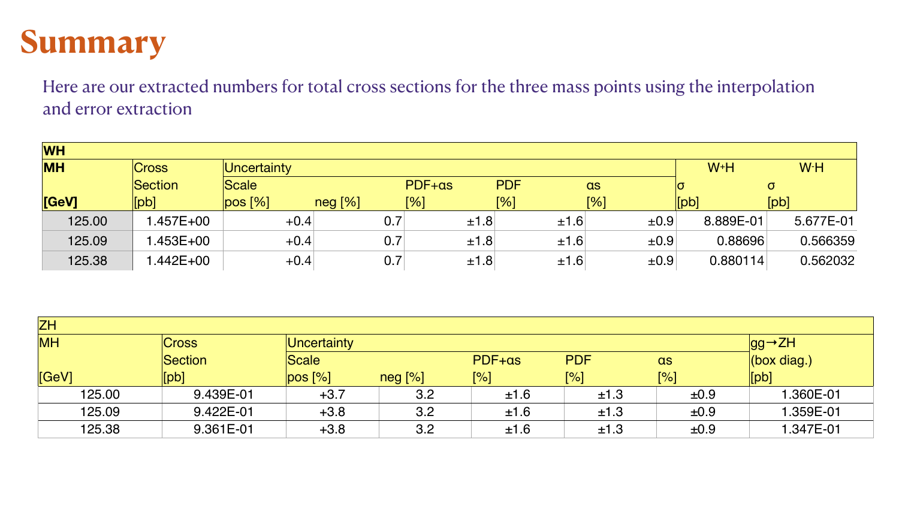# Summary

Here are our extracted numbers for total cross sections for the three mass points using the interpolation and error extraction

| WH | | | | | | | | |
|---|---|---|---|---|---|---|---|---|
| MH | Cross Section | Uncertainty | | | | | $W^+H$ | $W^-H$ |
| | | Scale | | PDF+αs | PDF | αs | σ | σ |
| [GeV] | [pb] | pos [%] | neg [%] | [%] | [%] | [%] | [pb] | [pb] |
| 125.00 | 1.457E+00 | +0.4 | 0.7 | ±1.8 | ±1.6 | ±0.9 | 8.889E-01 | 5.677E-01 |
| 125.09 | 1.453E+00 | +0.4 | 0.7 | ±1.8 | ±1.6 | ±0.9 | 0.88696 | 0.566359 |
| 125.38 | 1.442E+00 | +0.4 | 0.7 | ±1.8 | ±1.6 | ±0.9 | 0.880114 | 0.562032 |

| ZH | | | | | | | |
|---|---|---|---|---|---|---|---|
| MH | Cross Section | Uncertainty | | | | | gg→ZH (box diag.) |
| | | Scale | | PDF+αs | PDF | αs | |
| [GeV] | [pb] | pos [%] | neg [%] | [%] | [%] | [%] | [pb] |
| 125.00 | 9.439E-01 | +3.7 | 3.2 | ±1.6 | ±1.3 | ±0.9 | 1.360E-01 |
| 125.09 | 9.422E-01 | +3.8 | 3.2 | ±1.6 | ±1.3 | ±0.9 | 1.359E-01 |
| 125.38 | 9.361E-01 | +3.8 | 3.2 | ±1.6 | ±1.3 | ±0.9 | 1.347E-01 |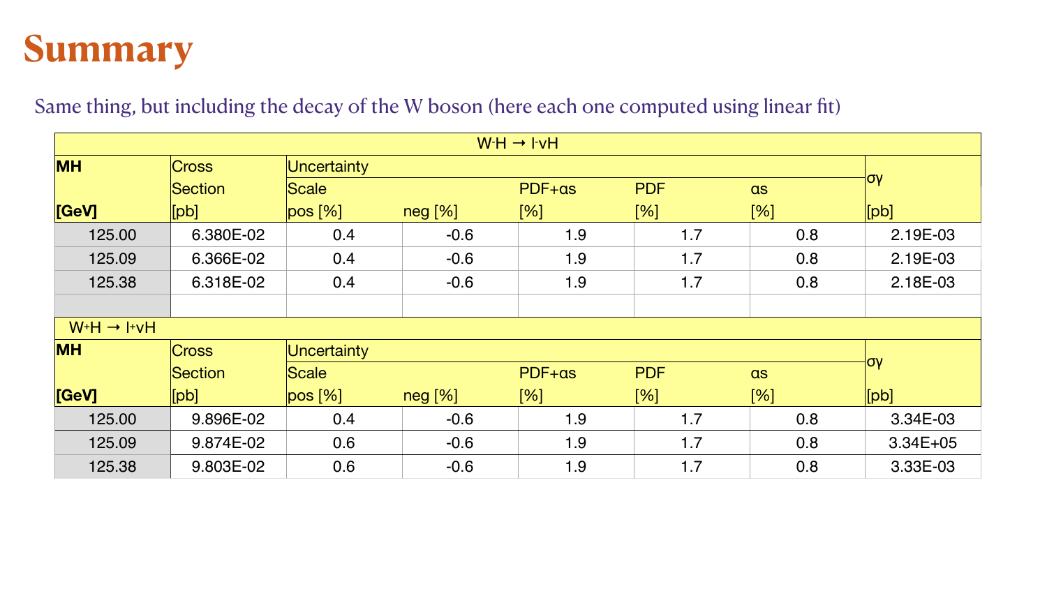# Summary

Same thing, but including the decay of the W boson (here each one computed using linear fit)

| $W^-H \rightarrow l^-\nu H$ | | | | | | | |
|---|---|---|---|---|---|---|---|
| **MH** | Cross Section | Uncertainty | | | | | $\sigma\gamma$ |
| | | Scale | | PDF+αs | PDF | αs | |
| **[GeV]** | [pb] | pos [%] | neg [%] | [%] | [%] | [%] | [pb] |
| 125.00 | 6.380E-02 | 0.4 | -0.6 | 1.9 | 1.7 | 0.8 | 2.19E-03 |
| 125.09 | 6.366E-02 | 0.4 | -0.6 | 1.9 | 1.7 | 0.8 | 2.19E-03 |
| 125.38 | 6.318E-02 | 0.4 | -0.6 | 1.9 | 1.7 | 0.8 | 2.18E-03 |
| | | | | | | | |
| $W^+H \rightarrow l^+\nu H$ | | | | | | | |
| **MH** | Cross Section | Uncertainty | | | | | $\sigma\gamma$ |
| | | Scale | | PDF+αs | PDF | αs | |
| **[GeV]** | [pb] | pos [%] | neg [%] | [%] | [%] | [%] | [pb] |
| 125.00 | 9.896E-02 | 0.4 | -0.6 | 1.9 | 1.7 | 0.8 | 3.34E-03 |
| 125.09 | 9.874E-02 | 0.6 | -0.6 | 1.9 | 1.7 | 0.8 | 3.34E+05 |
| 125.38 | 9.803E-02 | 0.6 | -0.6 | 1.9 | 1.7 | 0.8 | 3.33E-03 |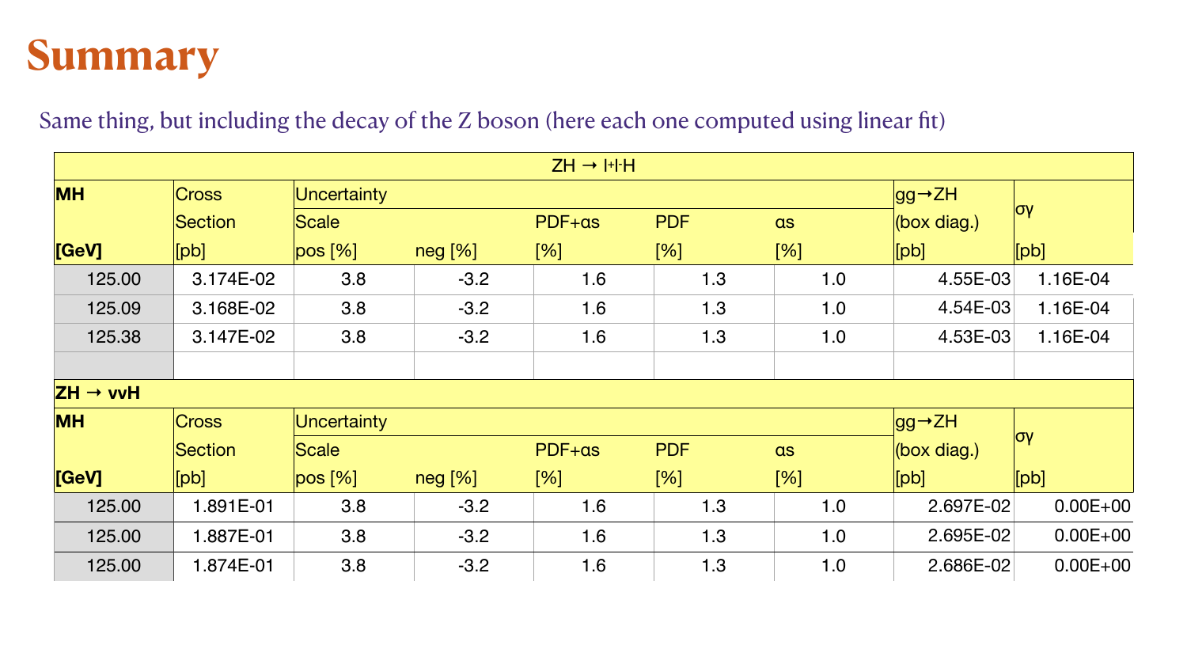# Summary

Same thing, but including the decay of the Z boson (here each one computed using linear fit)

| ZH → $l^+l^-$H | | | | | | | | |
|---|---|---|---|---|---|---|---|---|
| **MH** | Cross | Uncertainty | | | | | gg→ZH | σγ |
| | Section | Scale | | PDF+αs | PDF | αs | (box diag.) | |
| **[GeV]** | [pb] | pos [%] | neg [%] | [%] | [%] | [%] | [pb] | [pb] |
| 125.00 | 3.174E-02 | 3.8 | -3.2 | 1.6 | 1.3 | 1.0 | 4.55E-03 | 1.16E-04 |
| 125.09 | 3.168E-02 | 3.8 | -3.2 | 1.6 | 1.3 | 1.0 | 4.54E-03 | 1.16E-04 |
| 125.38 | 3.147E-02 | 3.8 | -3.2 | 1.6 | 1.3 | 1.0 | 4.53E-03 | 1.16E-04 |
| | | | | | | | | |
| **ZH → ννH** | | | | | | | | |
| **MH** | Cross | Uncertainty | | | | | gg→ZH | σγ |
| | Section | Scale | | PDF+αs | PDF | αs | (box diag.) | |
| **[GeV]** | [pb] | pos [%] | neg [%] | [%] | [%] | [%] | [pb] | [pb] |
| 125.00 | 1.891E-01 | 3.8 | -3.2 | 1.6 | 1.3 | 1.0 | 2.697E-02 | 0.00E+00 |
| 125.00 | 1.887E-01 | 3.8 | -3.2 | 1.6 | 1.3 | 1.0 | 2.695E-02 | 0.00E+00 |
| 125.00 | 1.874E-01 | 3.8 | -3.2 | 1.6 | 1.3 | 1.0 | 2.686E-02 | 0.00E+00 |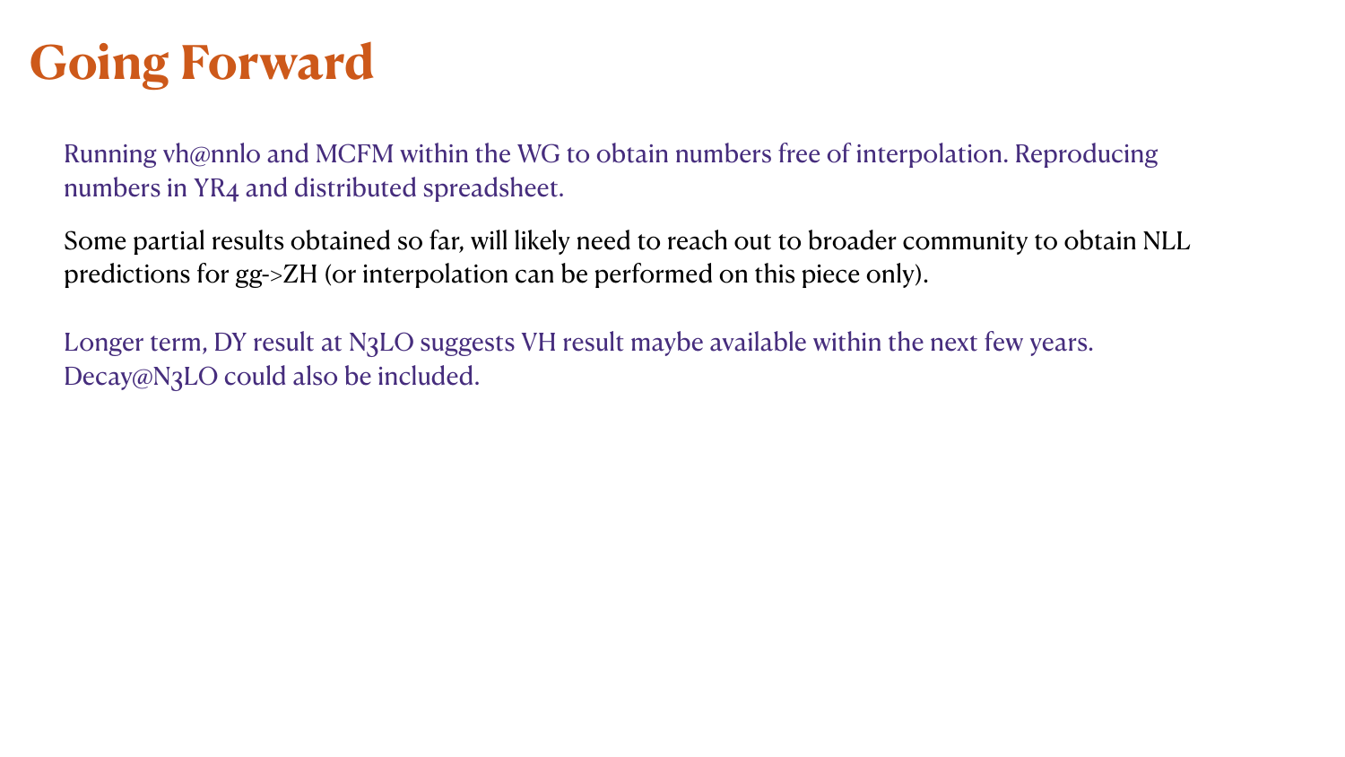# Going Forward

Running vh@nnlo and MCFM within the WG to obtain numbers free of interpolation. Reproducing numbers in YR4 and distributed spreadsheet.

Some partial results obtained so far, will likely need to reach out to broader community to obtain NLL predictions for gg->ZH (or interpolation can be performed on this piece only).

Longer term, DY result at N3LO suggests VH result maybe available within the next few years. Decay@N3LO could also be included.